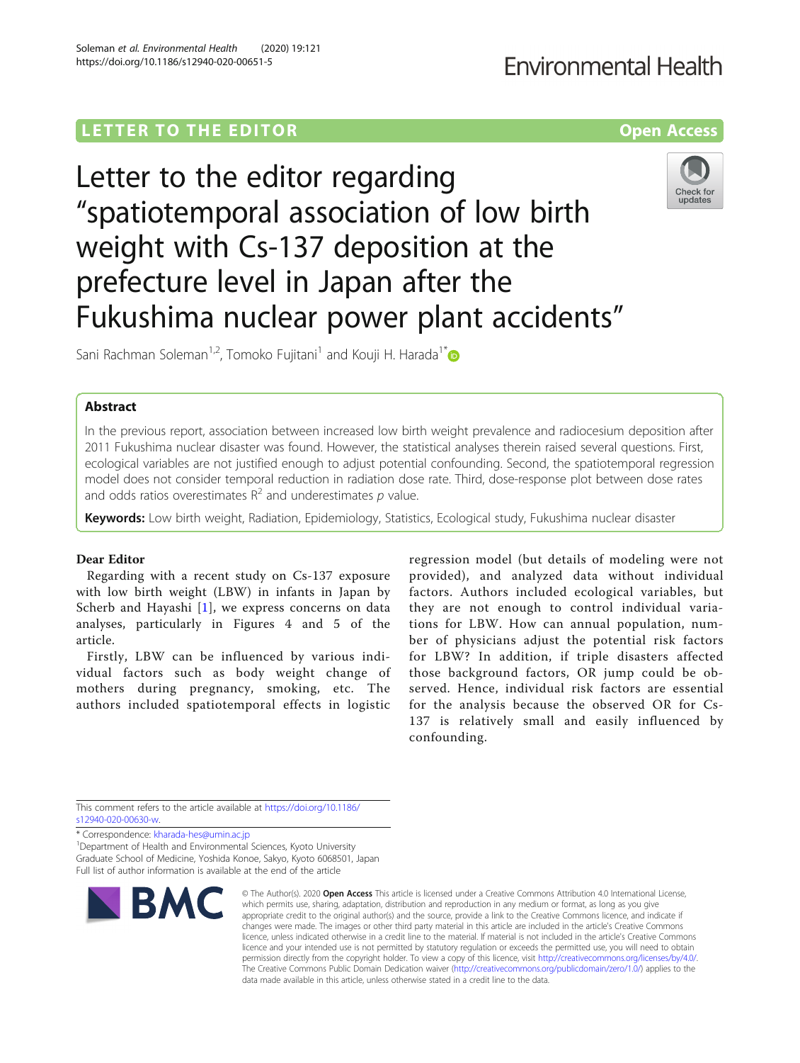LETTER TO THE EDITOR

Open Access

# Letter to the editor regarding "spatiotemporal association of low birth weight with Cs-137 deposition at the prefecture level in Japan after the Fukushima nuclear power plant accidents"

Sani Rachman Soleman[1,2], Tomoko Fujitani[1] and Kouji H. Harada[1*]

## Abstract

In the previous report, association between increased low birth weight prevalence and radiocesium deposition after 2011 Fukushima nuclear disaster was found. However, the statistical analyses therein raised several questions. First, ecological variables are not justified enough to adjust potential confounding. Second, the spatiotemporal regression model does not consider temporal reduction in radiation dose rate. Third, dose-response plot between dose rates and odds ratios overestimates $R^2$ and underestimates $p$ value.

**Keywords:** Low birth weight, Radiation, Epidemiology, Statistics, Ecological study, Fukushima nuclear disaster

**Dear Editor**

Regarding with a recent study on Cs-137 exposure with low birth weight (LBW) in infants in Japan by Scherb and Hayashi [1], we express concerns on data analyses, particularly in Figures 4 and 5 of the article.

Firstly, LBW can be influenced by various individual factors such as body weight change of mothers during pregnancy, smoking, etc. The authors included spatiotemporal effects in logistic regression model (but details of modeling were not provided), and analyzed data without individual factors. Authors included ecological variables, but they are not enough to control individual variations for LBW. How can annual population, number of physicians adjust the potential risk factors for LBW? In addition, if triple disasters affected those background factors, OR jump could be observed. Hence, individual risk factors are essential for the analysis because the observed OR for Cs-137 is relatively small and easily influenced by confounding.

This comment refers to the article available at https://doi.org/10.1186/s12940-020-00630-w.

\* Correspondence: kharada-hes@umin.ac.jp

[1]Department of Health and Environmental Sciences, Kyoto University Graduate School of Medicine, Yoshida Konoe, Sakyo, Kyoto 6068501, Japan

Full list of author information is available at the end of the article

© The Author(s). 2020 **Open Access** This article is licensed under a Creative Commons Attribution 4.0 International License, which permits use, sharing, adaptation, distribution and reproduction in any medium or format, as long as you give appropriate credit to the original author(s) and the source, provide a link to the Creative Commons licence, and indicate if changes were made. The images or other third party material in this article are included in the article's Creative Commons licence, unless indicated otherwise in a credit line to the material. If material is not included in the article's Creative Commons licence and your intended use is not permitted by statutory regulation or exceeds the permitted use, you will need to obtain permission directly from the copyright holder. To view a copy of this licence, visit http://creativecommons.org/licenses/by/4.0/. The Creative Commons Public Domain Dedication waiver (http://creativecommons.org/publicdomain/zero/1.0/) applies to the data made available in this article, unless otherwise stated in a credit line to the data.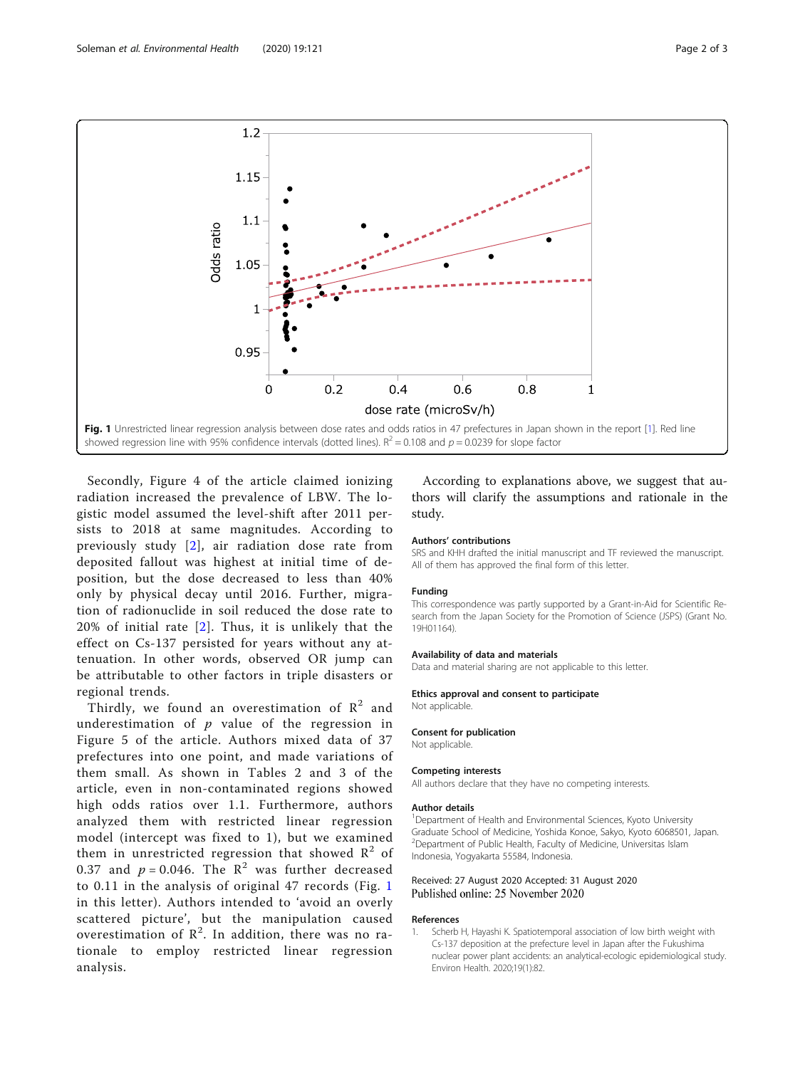Fig. 1 Unrestricted linear regression analysis between dose rates and odds ratios in 47 prefectures in Japan shown in the report [1]. Red line showed regression line with 95% confidence intervals (dotted lines). $R^2 = 0.108$ and $p = 0.0239$ for slope factor

Secondly, Figure 4 of the article claimed ionizing radiation increased the prevalence of LBW. The logistic model assumed the level-shift after 2011 persists to 2018 at same magnitudes. According to previously study [2], air radiation dose rate from deposited fallout was highest at initial time of deposition, but the dose decreased to less than 40% only by physical decay until 2016. Further, migration of radionuclide in soil reduced the dose rate to 20% of initial rate [2]. Thus, it is unlikely that the effect on Cs-137 persisted for years without any attenuation. In other words, observed OR jump can be attributable to other factors in triple disasters or regional trends.

Thirdly, we found an overestimation of $R^2$ and underestimation of $p$ value of the regression in Figure 5 of the article. Authors mixed data of 37 prefectures into one point, and made variations of them small. As shown in Tables 2 and 3 of the article, even in non-contaminated regions showed high odds ratios over 1.1. Furthermore, authors analyzed them with restricted linear regression model (intercept was fixed to 1), but we examined them in unrestricted regression that showed $R^2$ of 0.37 and $p = 0.046$. The $R^2$ was further decreased to 0.11 in the analysis of original 47 records (Fig. 1 in this letter). Authors intended to 'avoid an overly scattered picture', but the manipulation caused overestimation of $R^2$. In addition, there was no rationale to employ restricted linear regression analysis.

According to explanations above, we suggest that authors will clarify the assumptions and rationale in the study.

### Authors' contributions

SRS and KHH drafted the initial manuscript and TF reviewed the manuscript. All of them has approved the final form of this letter.

### Funding

This correspondence was partly supported by a Grant-in-Aid for Scientific Research from the Japan Society for the Promotion of Science (JSPS) (Grant No. 19H01164).

### Availability of data and materials

Data and material sharing are not applicable to this letter.

### Ethics approval and consent to participate

Not applicable.

### Consent for publication

Not applicable.

### Competing interests

All authors declare that they have no competing interests.

### Author details

[1]Department of Health and Environmental Sciences, Kyoto University Graduate School of Medicine, Yoshida Konoe, Sakyo, Kyoto 6068501, Japan. [2]Department of Public Health, Faculty of Medicine, Universitas Islam Indonesia, Yogyakarta 55584, Indonesia.

Received: 27 August 2020 Accepted: 31 August 2020
Published online: 25 November 2020

### References

1. Scherb H, Hayashi K. Spatiotemporal association of low birth weight with Cs-137 deposition at the prefecture level in Japan after the Fukushima nuclear power plant accidents: an analytical-ecologic epidemiological study. Environ Health. 2020;19(1):82.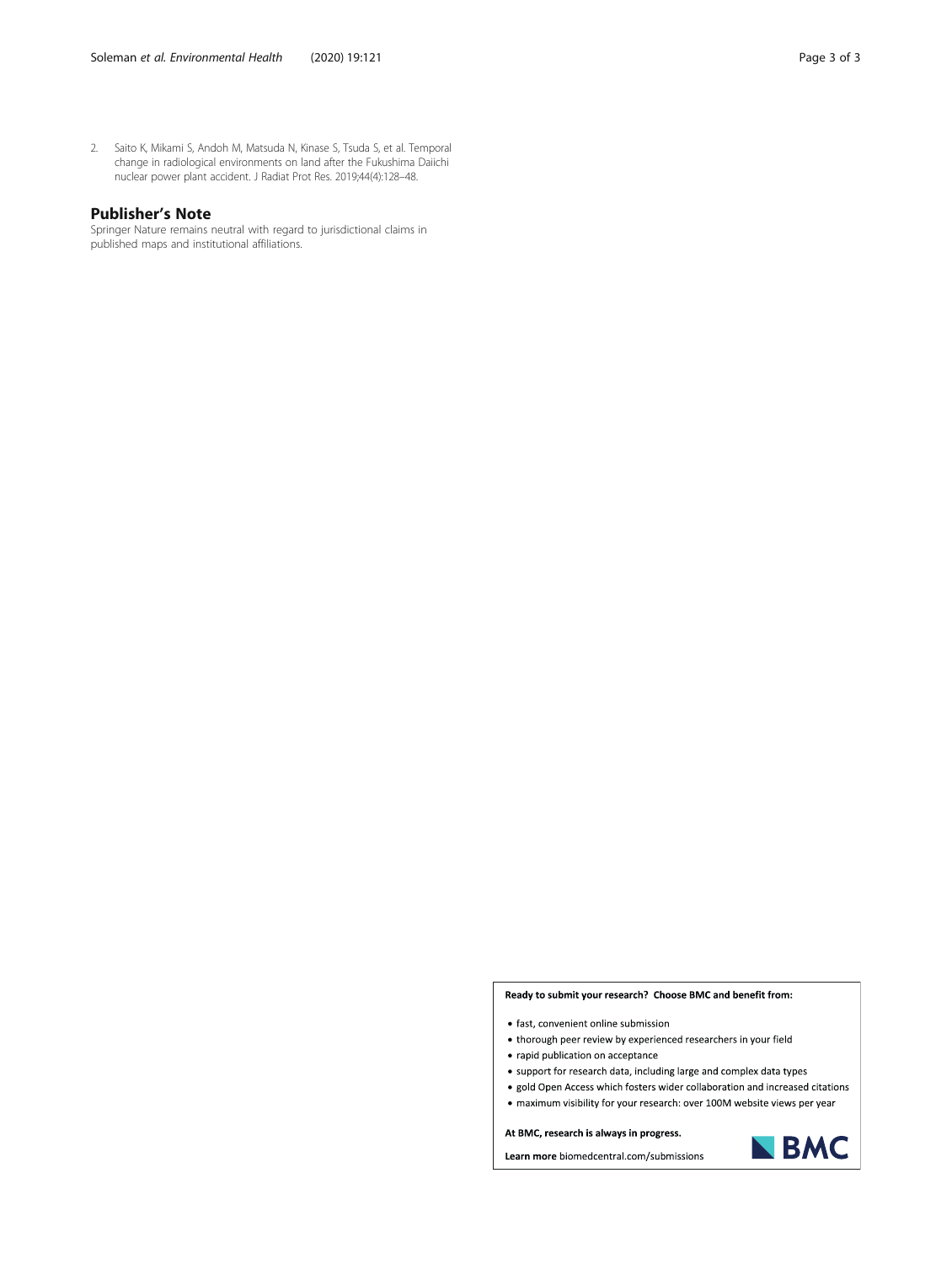2. Saito K, Mikami S, Andoh M, Matsuda N, Kinase S, Tsuda S, et al. Temporal change in radiological environments on land after the Fukushima Daiichi nuclear power plant accident. J Radiat Prot Res. 2019;44(4):128–48.

## Publisher's Note

Springer Nature remains neutral with regard to jurisdictional claims in published maps and institutional affiliations.

**Ready to submit your research? Choose BMC and benefit from:**

- fast, convenient online submission
- thorough peer review by experienced researchers in your field
- rapid publication on acceptance
- support for research data, including large and complex data types
- gold Open Access which fosters wider collaboration and increased citations
- maximum visibility for your research: over 100M website views per year

**At BMC, research is always in progress.**

**Learn more** biomedcentral.com/submissions

BMC